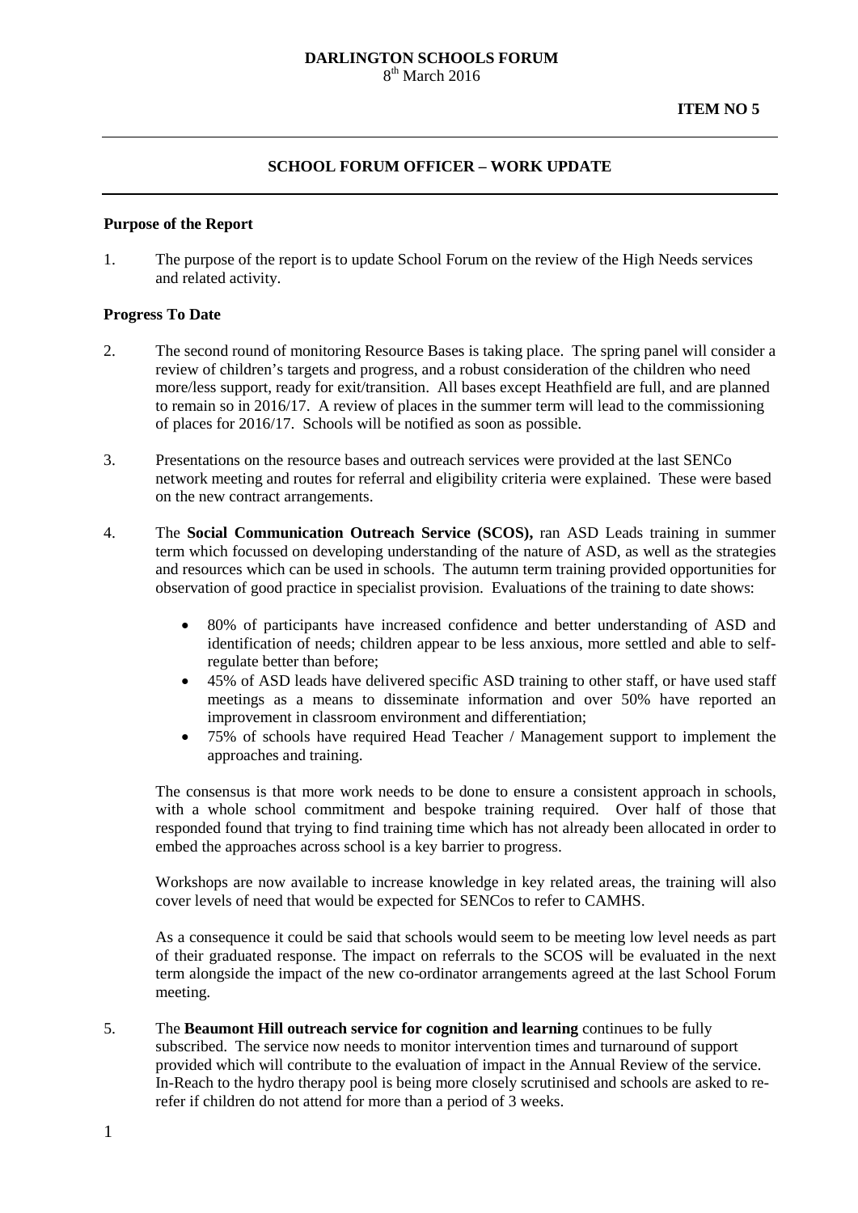**DARLINGTON SCHOOLS FORUM**
8th March 2016

**ITEM NO 5**

---

## SCHOOL FORUM OFFICER – WORK UPDATE

---

**Purpose of the Report**

1. The purpose of the report is to update School Forum on the review of the High Needs services and related activity.

**Progress To Date**

2. The second round of monitoring Resource Bases is taking place. The spring panel will consider a review of children's targets and progress, and a robust consideration of the children who need more/less support, ready for exit/transition. All bases except Heathfield are full, and are planned to remain so in 2016/17. A review of places in the summer term will lead to the commissioning of places for 2016/17. Schools will be notified as soon as possible.

3. Presentations on the resource bases and outreach services were provided at the last SENCo network meeting and routes for referral and eligibility criteria were explained. These were based on the new contract arrangements.

4. The **Social Communication Outreach Service (SCOS),** ran ASD Leads training in summer term which focussed on developing understanding of the nature of ASD, as well as the strategies and resources which can be used in schools. The autumn term training provided opportunities for observation of good practice in specialist provision. Evaluations of the training to date shows:

   - 80% of participants have increased confidence and better understanding of ASD and identification of needs; children appear to be less anxious, more settled and able to self-regulate better than before;
   - 45% of ASD leads have delivered specific ASD training to other staff, or have used staff meetings as a means to disseminate information and over 50% have reported an improvement in classroom environment and differentiation;
   - 75% of schools have required Head Teacher / Management support to implement the approaches and training.

   The consensus is that more work needs to be done to ensure a consistent approach in schools, with a whole school commitment and bespoke training required. Over half of those that responded found that trying to find training time which has not already been allocated in order to embed the approaches across school is a key barrier to progress.

   Workshops are now available to increase knowledge in key related areas, the training will also cover levels of need that would be expected for SENCos to refer to CAMHS.

   As a consequence it could be said that schools would seem to be meeting low level needs as part of their graduated response. The impact on referrals to the SCOS will be evaluated in the next term alongside the impact of the new co-ordinator arrangements agreed at the last School Forum meeting.

5. The **Beaumont Hill outreach service for cognition and learning** continues to be fully subscribed. The service now needs to monitor intervention times and turnaround of support provided which will contribute to the evaluation of impact in the Annual Review of the service. In-Reach to the hydro therapy pool is being more closely scrutinised and schools are asked to re-refer if children do not attend for more than a period of 3 weeks.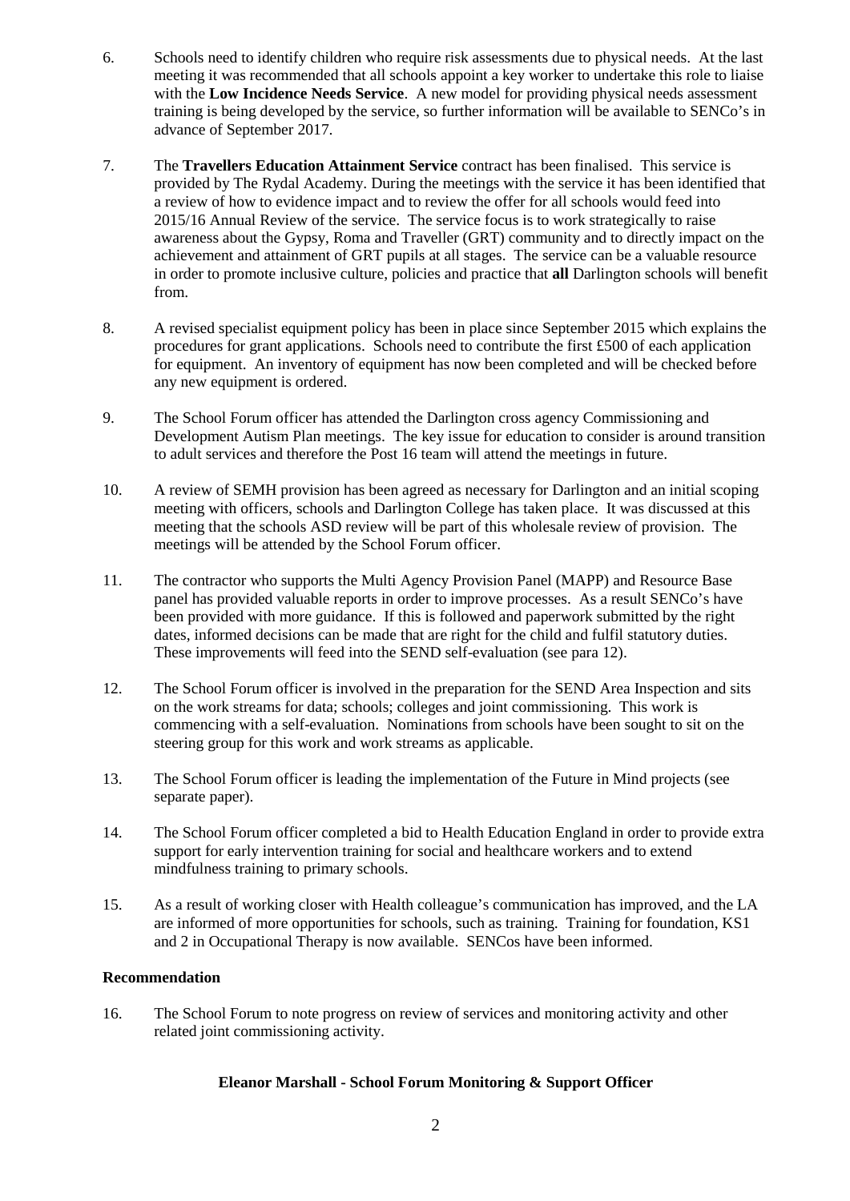6. Schools need to identify children who require risk assessments due to physical needs. At the last meeting it was recommended that all schools appoint a key worker to undertake this role to liaise with the **Low Incidence Needs Service**. A new model for providing physical needs assessment training is being developed by the service, so further information will be available to SENCo's in advance of September 2017.

7. The **Travellers Education Attainment Service** contract has been finalised. This service is provided by The Rydal Academy. During the meetings with the service it has been identified that a review of how to evidence impact and to review the offer for all schools would feed into 2015/16 Annual Review of the service. The service focus is to work strategically to raise awareness about the Gypsy, Roma and Traveller (GRT) community and to directly impact on the achievement and attainment of GRT pupils at all stages. The service can be a valuable resource in order to promote inclusive culture, policies and practice that **all** Darlington schools will benefit from.

8. A revised specialist equipment policy has been in place since September 2015 which explains the procedures for grant applications. Schools need to contribute the first £500 of each application for equipment. An inventory of equipment has now been completed and will be checked before any new equipment is ordered.

9. The School Forum officer has attended the Darlington cross agency Commissioning and Development Autism Plan meetings. The key issue for education to consider is around transition to adult services and therefore the Post 16 team will attend the meetings in future.

10. A review of SEMH provision has been agreed as necessary for Darlington and an initial scoping meeting with officers, schools and Darlington College has taken place. It was discussed at this meeting that the schools ASD review will be part of this wholesale review of provision. The meetings will be attended by the School Forum officer.

11. The contractor who supports the Multi Agency Provision Panel (MAPP) and Resource Base panel has provided valuable reports in order to improve processes. As a result SENCo's have been provided with more guidance. If this is followed and paperwork submitted by the right dates, informed decisions can be made that are right for the child and fulfil statutory duties. These improvements will feed into the SEND self-evaluation (see para 12).

12. The School Forum officer is involved in the preparation for the SEND Area Inspection and sits on the work streams for data; schools; colleges and joint commissioning. This work is commencing with a self-evaluation. Nominations from schools have been sought to sit on the steering group for this work and work streams as applicable.

13. The School Forum officer is leading the implementation of the Future in Mind projects (see separate paper).

14. The School Forum officer completed a bid to Health Education England in order to provide extra support for early intervention training for social and healthcare workers and to extend mindfulness training to primary schools.

15. As a result of working closer with Health colleague's communication has improved, and the LA are informed of more opportunities for schools, such as training. Training for foundation, KS1 and 2 in Occupational Therapy is now available. SENCos have been informed.

**Recommendation**

16. The School Forum to note progress on review of services and monitoring activity and other related joint commissioning activity.

**Eleanor Marshall - School Forum Monitoring & Support Officer**